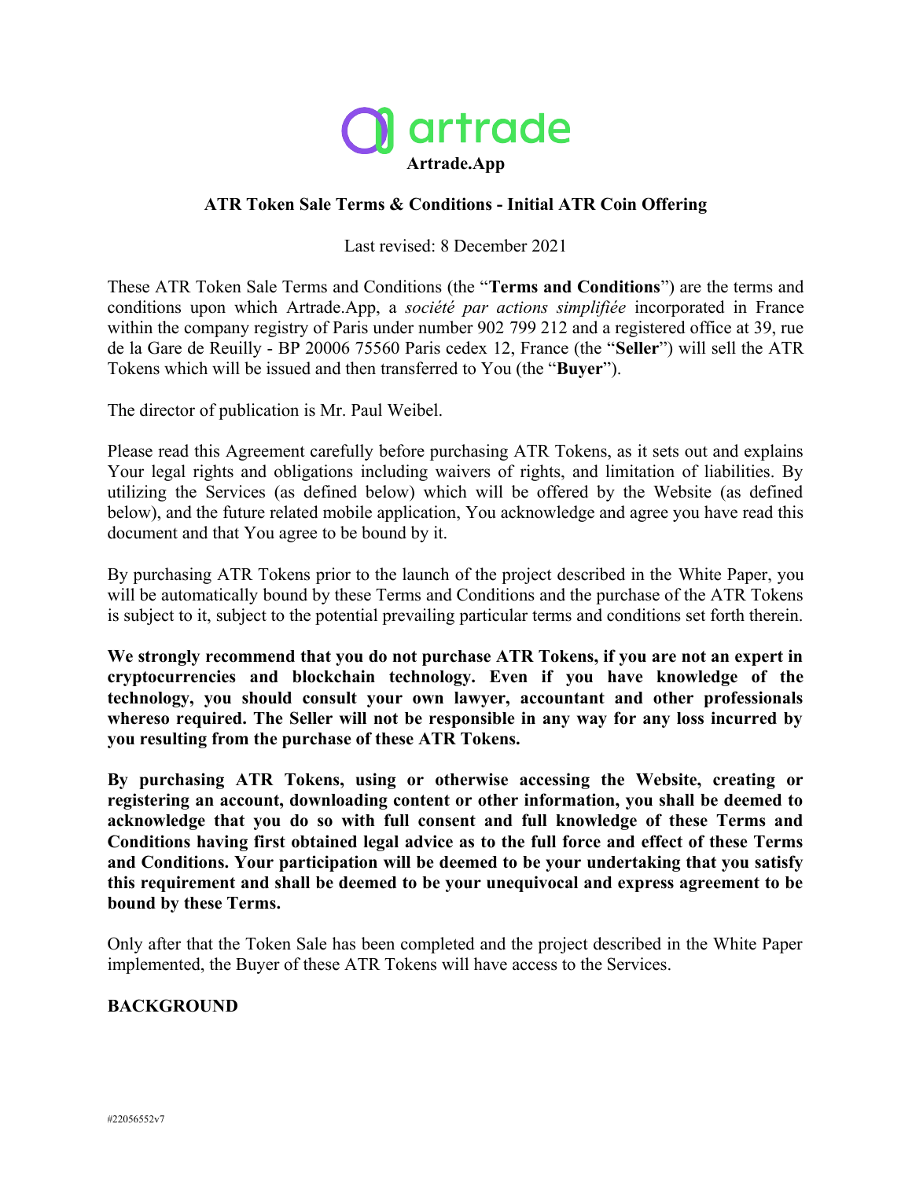**Artrade.App**

## ATR Token Sale Terms & Conditions - Initial ATR Coin Offering

Last revised: 8 December 2021

These ATR Token Sale Terms and Conditions (the "**Terms and Conditions**") are the terms and conditions upon which Artrade.App, a *société par actions simplifiée* incorporated in France within the company registry of Paris under number 902 799 212 and a registered office at 39, rue de la Gare de Reuilly - BP 20006 75560 Paris cedex 12, France (the "**Seller**") will sell the ATR Tokens which will be issued and then transferred to You (the "**Buyer**").

The director of publication is Mr. Paul Weibel.

Please read this Agreement carefully before purchasing ATR Tokens, as it sets out and explains Your legal rights and obligations including waivers of rights, and limitation of liabilities. By utilizing the Services (as defined below) which will be offered by the Website (as defined below), and the future related mobile application, You acknowledge and agree you have read this document and that You agree to be bound by it.

By purchasing ATR Tokens prior to the launch of the project described in the White Paper, you will be automatically bound by these Terms and Conditions and the purchase of the ATR Tokens is subject to it, subject to the potential prevailing particular terms and conditions set forth therein.

**We strongly recommend that you do not purchase ATR Tokens, if you are not an expert in cryptocurrencies and blockchain technology. Even if you have knowledge of the technology, you should consult your own lawyer, accountant and other professionals whereso required. The Seller will not be responsible in any way for any loss incurred by you resulting from the purchase of these ATR Tokens.**

**By purchasing ATR Tokens, using or otherwise accessing the Website, creating or registering an account, downloading content or other information, you shall be deemed to acknowledge that you do so with full consent and full knowledge of these Terms and Conditions having first obtained legal advice as to the full force and effect of these Terms and Conditions. Your participation will be deemed to be your undertaking that you satisfy this requirement and shall be deemed to be your unequivocal and express agreement to be bound by these Terms.**

Only after that the Token Sale has been completed and the project described in the White Paper implemented, the Buyer of these ATR Tokens will have access to the Services.

**BACKGROUND**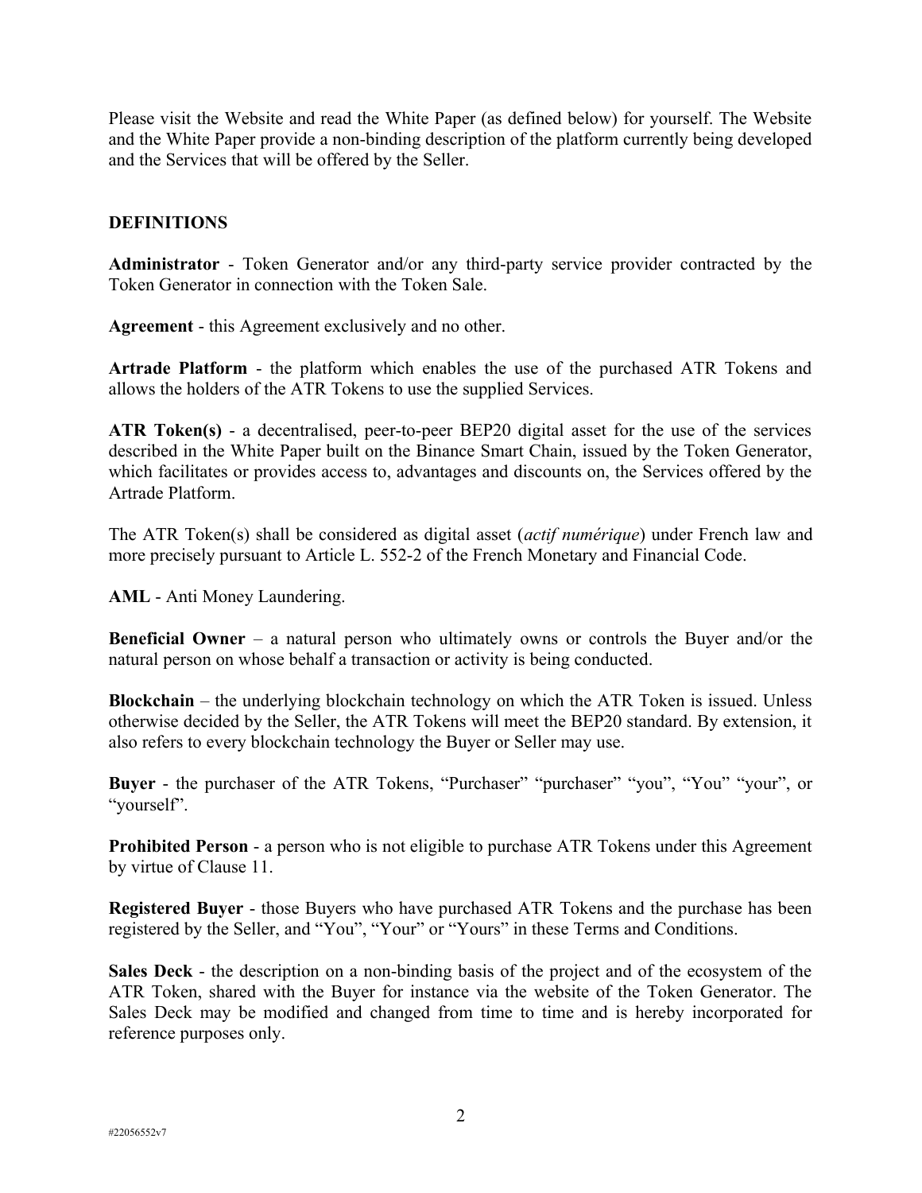Please visit the Website and read the White Paper (as defined below) for yourself. The Website and the White Paper provide a non-binding description of the platform currently being developed and the Services that will be offered by the Seller.

## DEFINITIONS

**Administrator** - Token Generator and/or any third-party service provider contracted by the Token Generator in connection with the Token Sale.

**Agreement** - this Agreement exclusively and no other.

**Artrade Platform** - the platform which enables the use of the purchased ATR Tokens and allows the holders of the ATR Tokens to use the supplied Services.

**ATR Token(s)** - a decentralised, peer-to-peer BEP20 digital asset for the use of the services described in the White Paper built on the Binance Smart Chain, issued by the Token Generator, which facilitates or provides access to, advantages and discounts on, the Services offered by the Artrade Platform.

The ATR Token(s) shall be considered as digital asset (*actif numérique*) under French law and more precisely pursuant to Article L. 552-2 of the French Monetary and Financial Code.

**AML** - Anti Money Laundering.

**Beneficial Owner** – a natural person who ultimately owns or controls the Buyer and/or the natural person on whose behalf a transaction or activity is being conducted.

**Blockchain** – the underlying blockchain technology on which the ATR Token is issued. Unless otherwise decided by the Seller, the ATR Tokens will meet the BEP20 standard. By extension, it also refers to every blockchain technology the Buyer or Seller may use.

**Buyer** - the purchaser of the ATR Tokens, "Purchaser" "purchaser" "you", "You" "your", or "yourself".

**Prohibited Person** - a person who is not eligible to purchase ATR Tokens under this Agreement by virtue of Clause 11.

**Registered Buyer** - those Buyers who have purchased ATR Tokens and the purchase has been registered by the Seller, and "You", "Your" or "Yours" in these Terms and Conditions.

**Sales Deck** - the description on a non-binding basis of the project and of the ecosystem of the ATR Token, shared with the Buyer for instance via the website of the Token Generator. The Sales Deck may be modified and changed from time to time and is hereby incorporated for reference purposes only.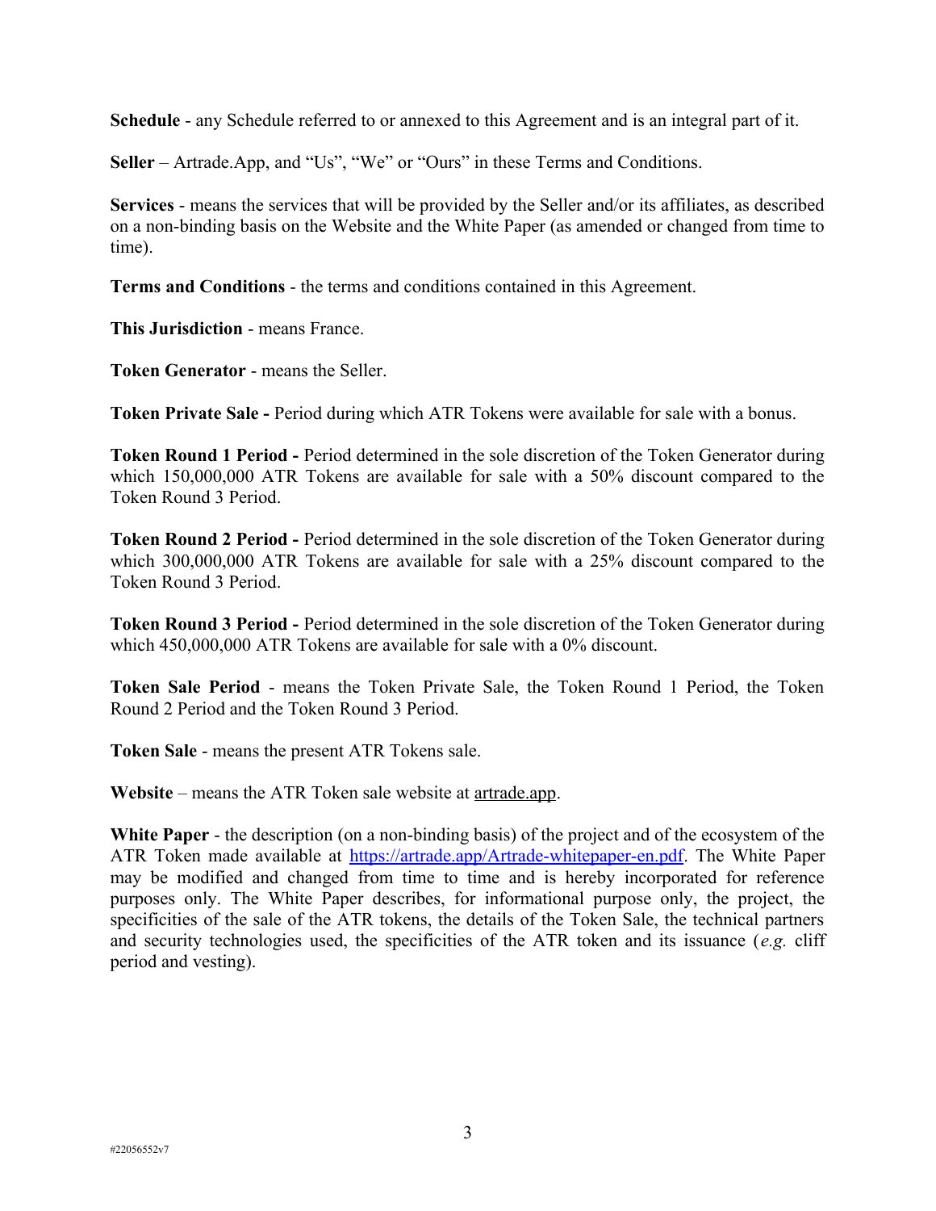**Schedule** - any Schedule referred to or annexed to this Agreement and is an integral part of it.

**Seller** – Artrade.App, and "Us", "We" or "Ours" in these Terms and Conditions.

**Services** - means the services that will be provided by the Seller and/or its affiliates, as described on a non-binding basis on the Website and the White Paper (as amended or changed from time to time).

**Terms and Conditions** - the terms and conditions contained in this Agreement.

**This Jurisdiction** - means France.

**Token Generator** - means the Seller.

**Token Private Sale -** Period during which ATR Tokens were available for sale with a bonus.

**Token Round 1 Period -** Period determined in the sole discretion of the Token Generator during which 150,000,000 ATR Tokens are available for sale with a 50% discount compared to the Token Round 3 Period.

**Token Round 2 Period -** Period determined in the sole discretion of the Token Generator during which 300,000,000 ATR Tokens are available for sale with a 25% discount compared to the Token Round 3 Period.

**Token Round 3 Period -** Period determined in the sole discretion of the Token Generator during which 450,000,000 ATR Tokens are available for sale with a 0% discount.

**Token Sale Period** - means the Token Private Sale, the Token Round 1 Period, the Token Round 2 Period and the Token Round 3 Period.

**Token Sale** - means the present ATR Tokens sale.

**Website** – means the ATR Token sale website at artrade.app.

**White Paper** - the description (on a non-binding basis) of the project and of the ecosystem of the ATR Token made available at https://artrade.app/Artrade-whitepaper-en.pdf. The White Paper may be modified and changed from time to time and is hereby incorporated for reference purposes only. The White Paper describes, for informational purpose only, the project, the specificities of the sale of the ATR tokens, the details of the Token Sale, the technical partners and security technologies used, the specificities of the ATR token and its issuance (*e.g.* cliff period and vesting).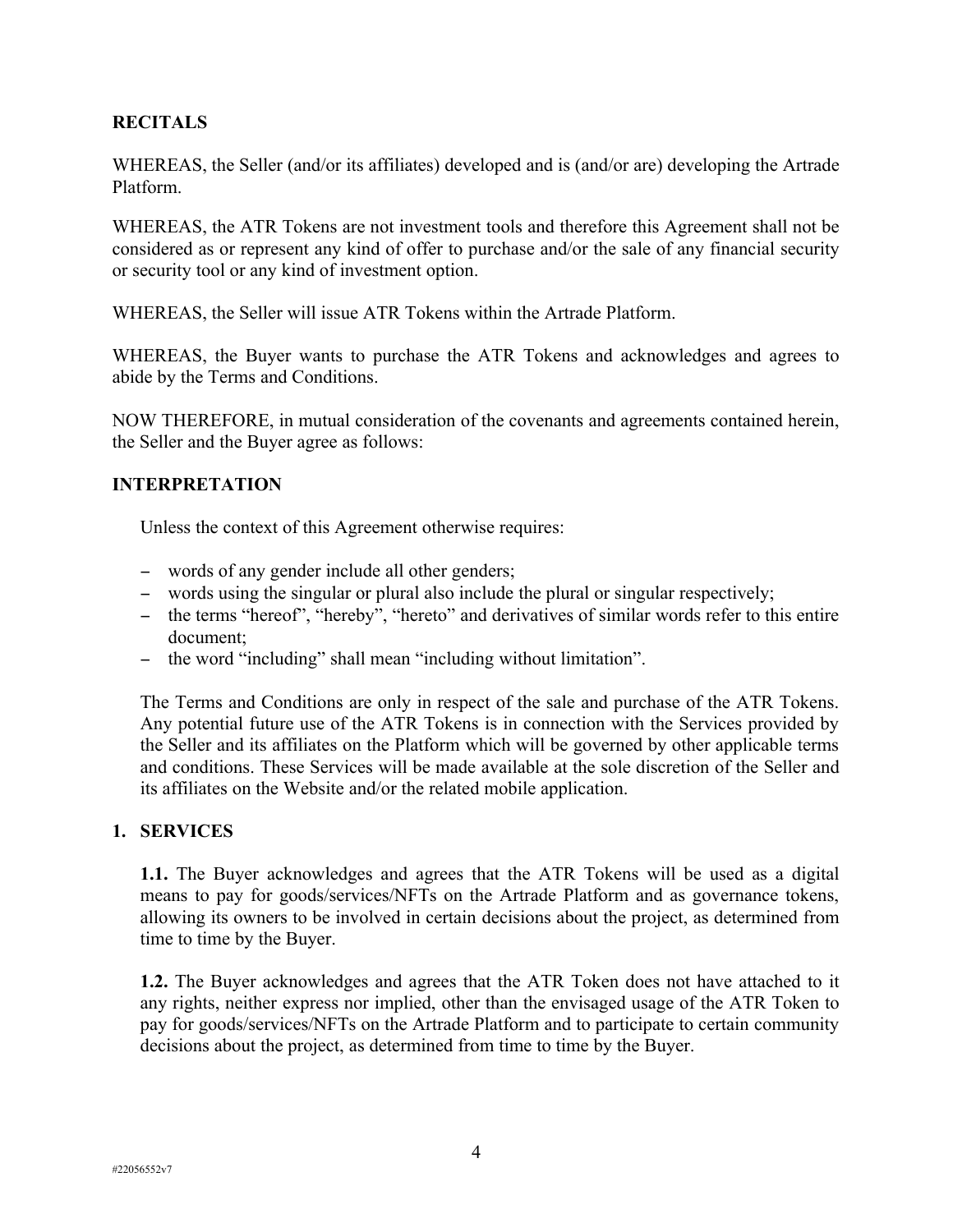## RECITALS

WHEREAS, the Seller (and/or its affiliates) developed and is (and/or are) developing the Artrade Platform.

WHEREAS, the ATR Tokens are not investment tools and therefore this Agreement shall not be considered as or represent any kind of offer to purchase and/or the sale of any financial security or security tool or any kind of investment option.

WHEREAS, the Seller will issue ATR Tokens within the Artrade Platform.

WHEREAS, the Buyer wants to purchase the ATR Tokens and acknowledges and agrees to abide by the Terms and Conditions.

NOW THEREFORE, in mutual consideration of the covenants and agreements contained herein, the Seller and the Buyer agree as follows:

## INTERPRETATION

Unless the context of this Agreement otherwise requires:

- words of any gender include all other genders;
- words using the singular or plural also include the plural or singular respectively;
- the terms "hereof", "hereby", "hereto" and derivatives of similar words refer to this entire document;
- the word "including" shall mean "including without limitation".

The Terms and Conditions are only in respect of the sale and purchase of the ATR Tokens. Any potential future use of the ATR Tokens is in connection with the Services provided by the Seller and its affiliates on the Platform which will be governed by other applicable terms and conditions. These Services will be made available at the sole discretion of the Seller and its affiliates on the Website and/or the related mobile application.

## 1. SERVICES

**1.1.** The Buyer acknowledges and agrees that the ATR Tokens will be used as a digital means to pay for goods/services/NFTs on the Artrade Platform and as governance tokens, allowing its owners to be involved in certain decisions about the project, as determined from time to time by the Buyer.

**1.2.** The Buyer acknowledges and agrees that the ATR Token does not have attached to it any rights, neither express nor implied, other than the envisaged usage of the ATR Token to pay for goods/services/NFTs on the Artrade Platform and to participate to certain community decisions about the project, as determined from time to time by the Buyer.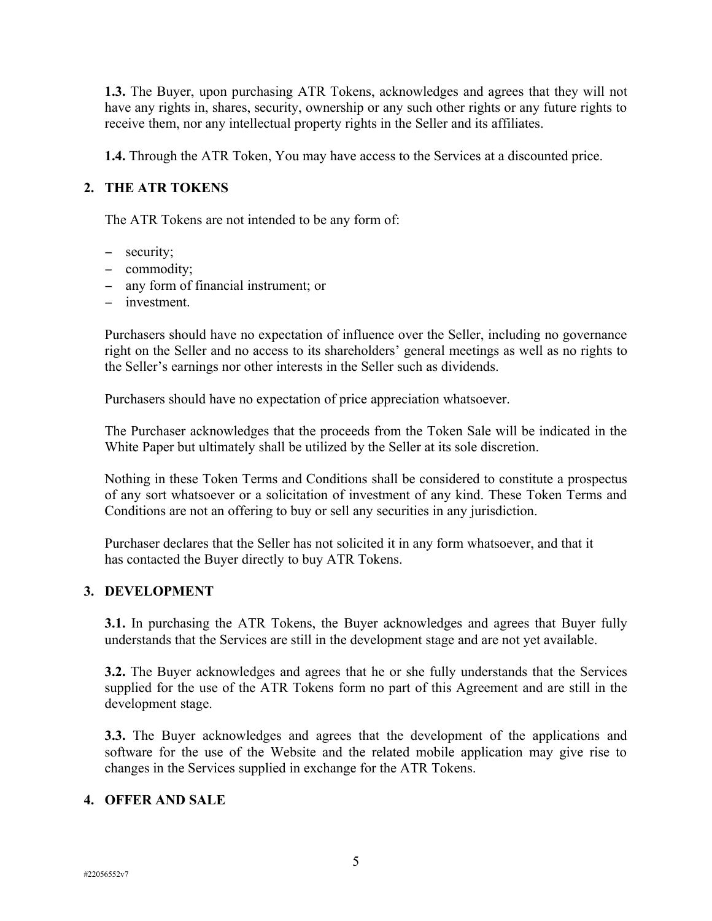**1.3.** The Buyer, upon purchasing ATR Tokens, acknowledges and agrees that they will not have any rights in, shares, security, ownership or any such other rights or any future rights to receive them, nor any intellectual property rights in the Seller and its affiliates.

**1.4.** Through the ATR Token, You may have access to the Services at a discounted price.

## 2. THE ATR TOKENS

The ATR Tokens are not intended to be any form of:

- security;
- commodity;
- any form of financial instrument; or
- investment.

Purchasers should have no expectation of influence over the Seller, including no governance right on the Seller and no access to its shareholders' general meetings as well as no rights to the Seller's earnings nor other interests in the Seller such as dividends.

Purchasers should have no expectation of price appreciation whatsoever.

The Purchaser acknowledges that the proceeds from the Token Sale will be indicated in the White Paper but ultimately shall be utilized by the Seller at its sole discretion.

Nothing in these Token Terms and Conditions shall be considered to constitute a prospectus of any sort whatsoever or a solicitation of investment of any kind. These Token Terms and Conditions are not an offering to buy or sell any securities in any jurisdiction.

Purchaser declares that the Seller has not solicited it in any form whatsoever, and that it has contacted the Buyer directly to buy ATR Tokens.

## 3. DEVELOPMENT

**3.1.** In purchasing the ATR Tokens, the Buyer acknowledges and agrees that Buyer fully understands that the Services are still in the development stage and are not yet available.

**3.2.** The Buyer acknowledges and agrees that he or she fully understands that the Services supplied for the use of the ATR Tokens form no part of this Agreement and are still in the development stage.

**3.3.** The Buyer acknowledges and agrees that the development of the applications and software for the use of the Website and the related mobile application may give rise to changes in the Services supplied in exchange for the ATR Tokens.

## 4. OFFER AND SALE

#22056552v7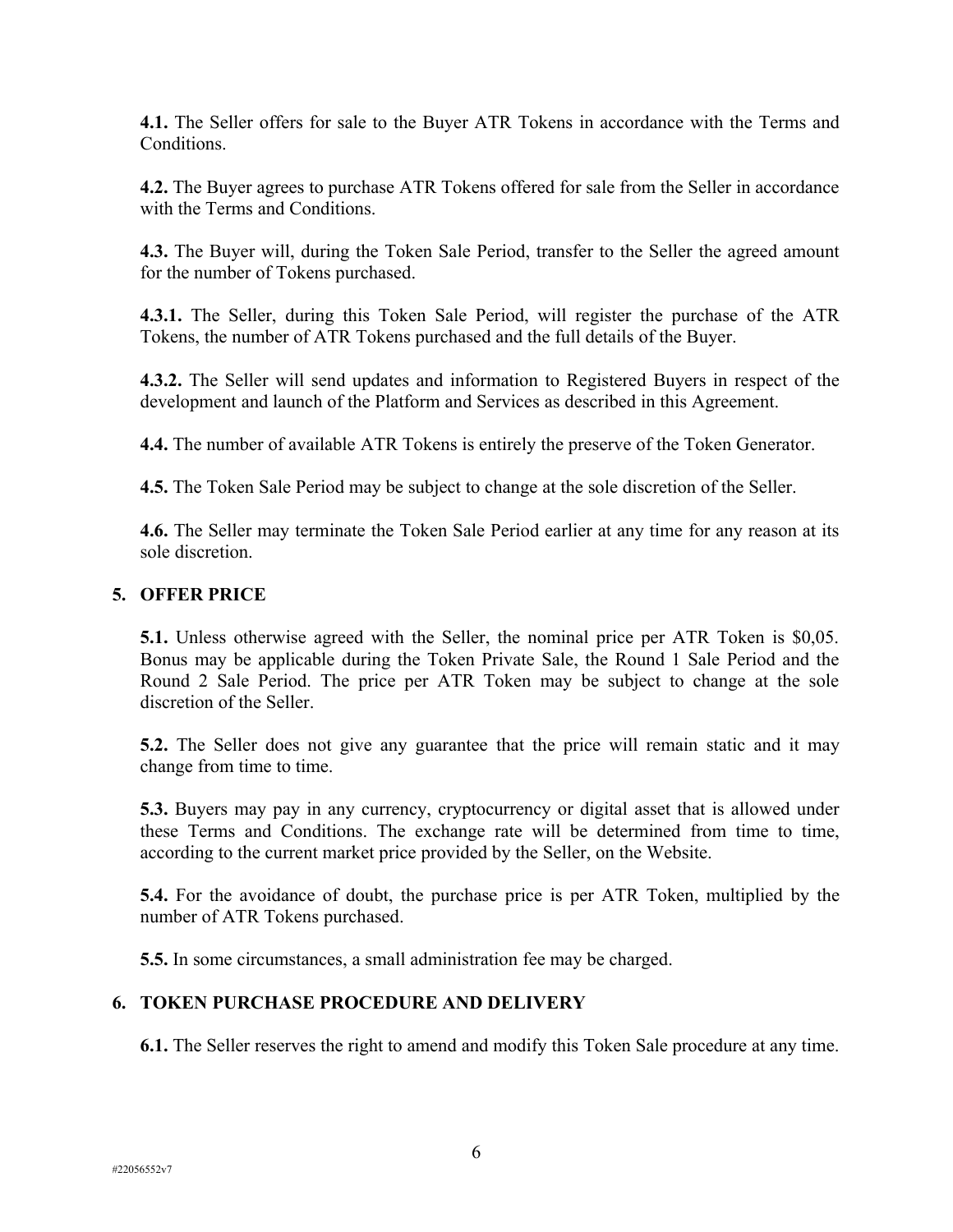**4.1.** The Seller offers for sale to the Buyer ATR Tokens in accordance with the Terms and Conditions.

**4.2.** The Buyer agrees to purchase ATR Tokens offered for sale from the Seller in accordance with the Terms and Conditions.

**4.3.** The Buyer will, during the Token Sale Period, transfer to the Seller the agreed amount for the number of Tokens purchased.

**4.3.1.** The Seller, during this Token Sale Period, will register the purchase of the ATR Tokens, the number of ATR Tokens purchased and the full details of the Buyer.

**4.3.2.** The Seller will send updates and information to Registered Buyers in respect of the development and launch of the Platform and Services as described in this Agreement.

**4.4.** The number of available ATR Tokens is entirely the preserve of the Token Generator.

**4.5.** The Token Sale Period may be subject to change at the sole discretion of the Seller.

**4.6.** The Seller may terminate the Token Sale Period earlier at any time for any reason at its sole discretion.

## 5. OFFER PRICE

**5.1.** Unless otherwise agreed with the Seller, the nominal price per ATR Token is $0,05. Bonus may be applicable during the Token Private Sale, the Round 1 Sale Period and the Round 2 Sale Period. The price per ATR Token may be subject to change at the sole discretion of the Seller.

**5.2.** The Seller does not give any guarantee that the price will remain static and it may change from time to time.

**5.3.** Buyers may pay in any currency, cryptocurrency or digital asset that is allowed under these Terms and Conditions. The exchange rate will be determined from time to time, according to the current market price provided by the Seller, on the Website.

**5.4.** For the avoidance of doubt, the purchase price is per ATR Token, multiplied by the number of ATR Tokens purchased.

**5.5.** In some circumstances, a small administration fee may be charged.

## 6. TOKEN PURCHASE PROCEDURE AND DELIVERY

**6.1.** The Seller reserves the right to amend and modify this Token Sale procedure at any time.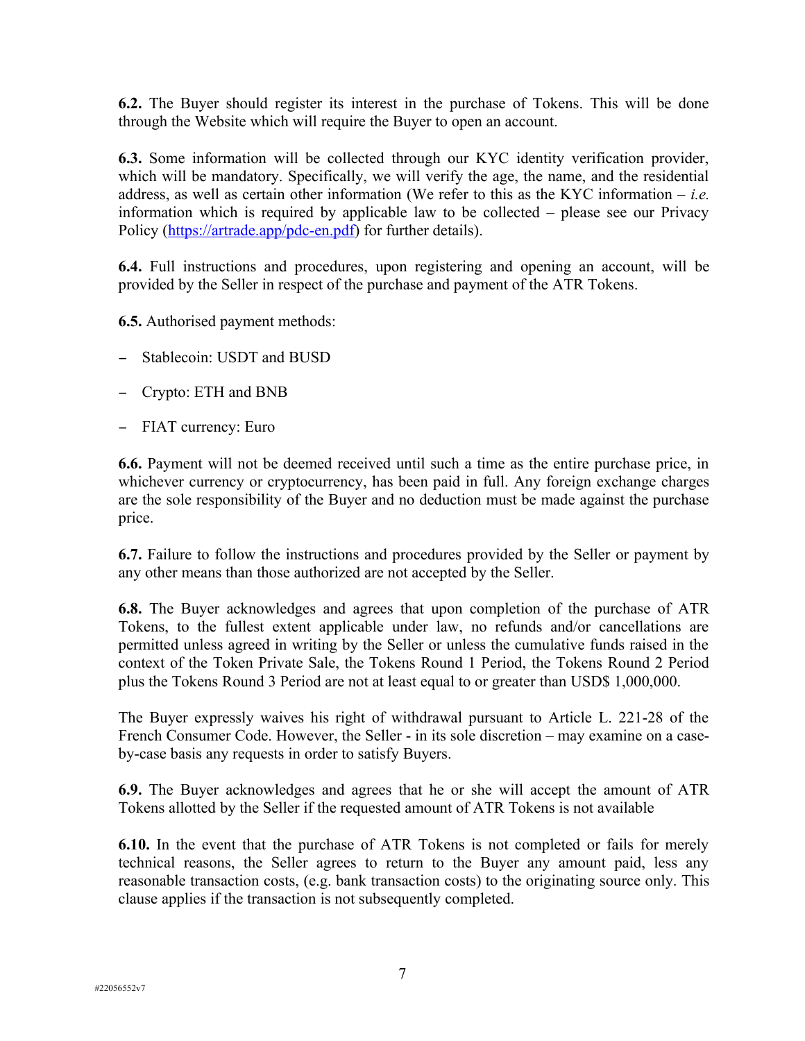**6.2.** The Buyer should register its interest in the purchase of Tokens. This will be done through the Website which will require the Buyer to open an account.

**6.3.** Some information will be collected through our KYC identity verification provider, which will be mandatory. Specifically, we will verify the age, the name, and the residential address, as well as certain other information (We refer to this as the KYC information – *i.e.* information which is required by applicable law to be collected – please see our Privacy Policy (https://artrade.app/pdc-en.pdf) for further details).

**6.4.** Full instructions and procedures, upon registering and opening an account, will be provided by the Seller in respect of the purchase and payment of the ATR Tokens.

**6.5.** Authorised payment methods:

- Stablecoin: USDT and BUSD
- Crypto: ETH and BNB
- FIAT currency: Euro

**6.6.** Payment will not be deemed received until such a time as the entire purchase price, in whichever currency or cryptocurrency, has been paid in full. Any foreign exchange charges are the sole responsibility of the Buyer and no deduction must be made against the purchase price.

**6.7.** Failure to follow the instructions and procedures provided by the Seller or payment by any other means than those authorized are not accepted by the Seller.

**6.8.** The Buyer acknowledges and agrees that upon completion of the purchase of ATR Tokens, to the fullest extent applicable under law, no refunds and/or cancellations are permitted unless agreed in writing by the Seller or unless the cumulative funds raised in the context of the Token Private Sale, the Tokens Round 1 Period, the Tokens Round 2 Period plus the Tokens Round 3 Period are not at least equal to or greater than USD$ 1,000,000.

The Buyer expressly waives his right of withdrawal pursuant to Article L. 221-28 of the French Consumer Code. However, the Seller - in its sole discretion – may examine on a case-by-case basis any requests in order to satisfy Buyers.

**6.9.** The Buyer acknowledges and agrees that he or she will accept the amount of ATR Tokens allotted by the Seller if the requested amount of ATR Tokens is not available

**6.10.** In the event that the purchase of ATR Tokens is not completed or fails for merely technical reasons, the Seller agrees to return to the Buyer any amount paid, less any reasonable transaction costs, (e.g. bank transaction costs) to the originating source only. This clause applies if the transaction is not subsequently completed.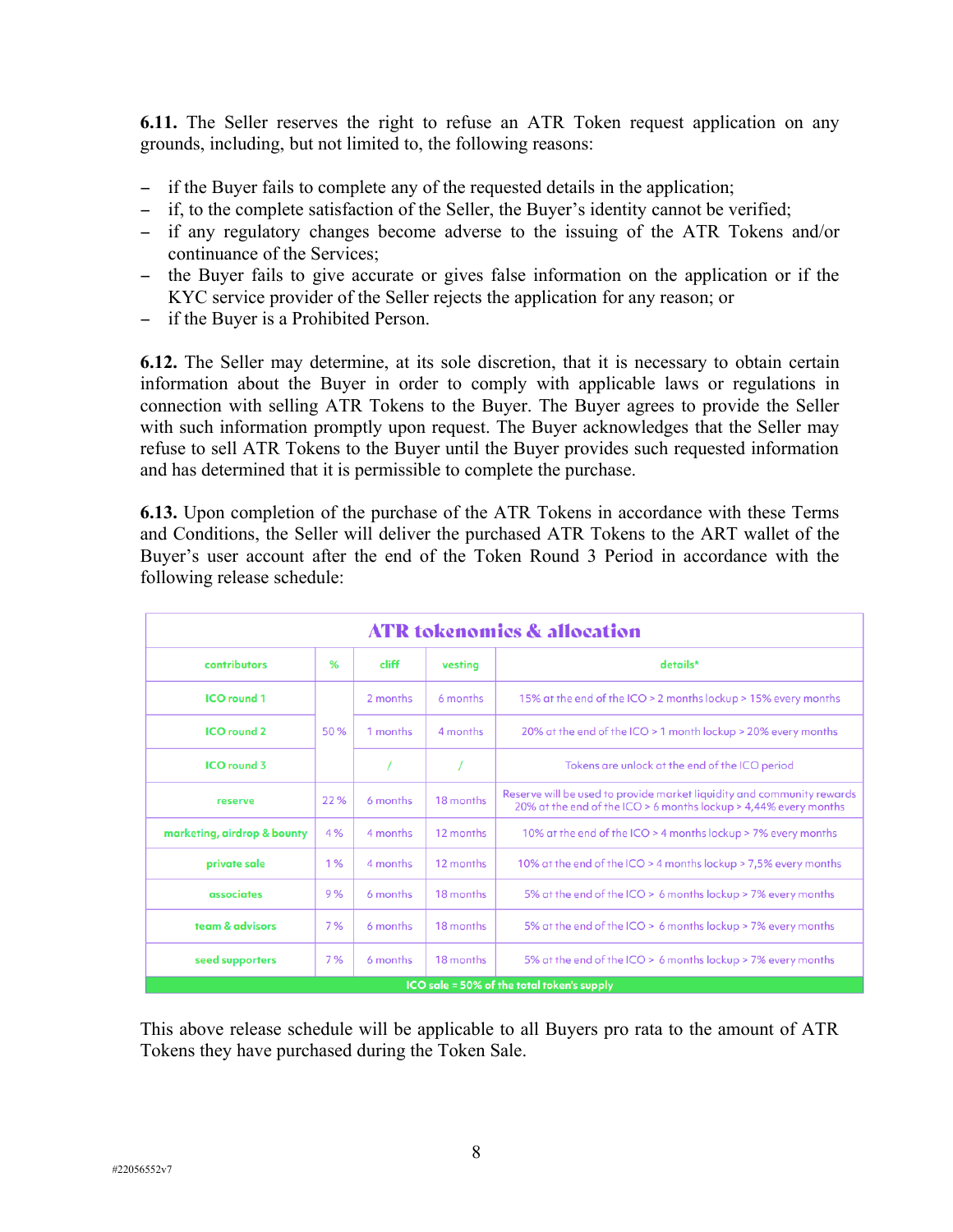**6.11.** The Seller reserves the right to refuse an ATR Token request application on any grounds, including, but not limited to, the following reasons:

- if the Buyer fails to complete any of the requested details in the application;
- if, to the complete satisfaction of the Seller, the Buyer's identity cannot be verified;
- if any regulatory changes become adverse to the issuing of the ATR Tokens and/or continuance of the Services;
- the Buyer fails to give accurate or gives false information on the application or if the KYC service provider of the Seller rejects the application for any reason; or
- if the Buyer is a Prohibited Person.

**6.12.** The Seller may determine, at its sole discretion, that it is necessary to obtain certain information about the Buyer in order to comply with applicable laws or regulations in connection with selling ATR Tokens to the Buyer. The Buyer agrees to provide the Seller with such information promptly upon request. The Buyer acknowledges that the Seller may refuse to sell ATR Tokens to the Buyer until the Buyer provides such requested information and has determined that it is permissible to complete the purchase.

**6.13.** Upon completion of the purchase of the ATR Tokens in accordance with these Terms and Conditions, the Seller will deliver the purchased ATR Tokens to the ART wallet of the Buyer's user account after the end of the Token Round 3 Period in accordance with the following release schedule:

| ATR tokenomics & allocation | | | | |
|---|---|---|---|---|
| contributors | % | cliff | vesting | details* |
| ICO round 1 | 50 % | 2 months | 6 months | 15% at the end of the ICO > 2 months lockup > 15% every months |
| ICO round 2 | | 1 months | 4 months | 20% at the end of the ICO > 1 month lockup > 20% every months |
| ICO round 3 | | / | / | Tokens are unlock at the end of the ICO period |
| reserve | 22 % | 6 months | 18 months | Reserve will be used to provide market liquidity and community rewards 20% at the end of the ICO > 6 months lockup > 4,44% every months |
| marketing, airdrop & bounty | 4 % | 4 months | 12 months | 10% at the end of the ICO > 4 months lockup > 7% every months |
| private sale | 1 % | 4 months | 12 months | 10% at the end of the ICO > 4 months lockup > 7,5% every months |
| associates | 9 % | 6 months | 18 months | 5% at the end of the ICO > 6 months lockup > 7% every months |
| team & advisors | 7 % | 6 months | 18 months | 5% at the end of the ICO > 6 months lockup > 7% every months |
| seed supporters | 7 % | 6 months | 18 months | 5% at the end of the ICO > 6 months lockup > 7% every months |
| ICO sale = 50% of the total token's supply | | | | |

This above release schedule will be applicable to all Buyers pro rata to the amount of ATR Tokens they have purchased during the Token Sale.

#22056552v7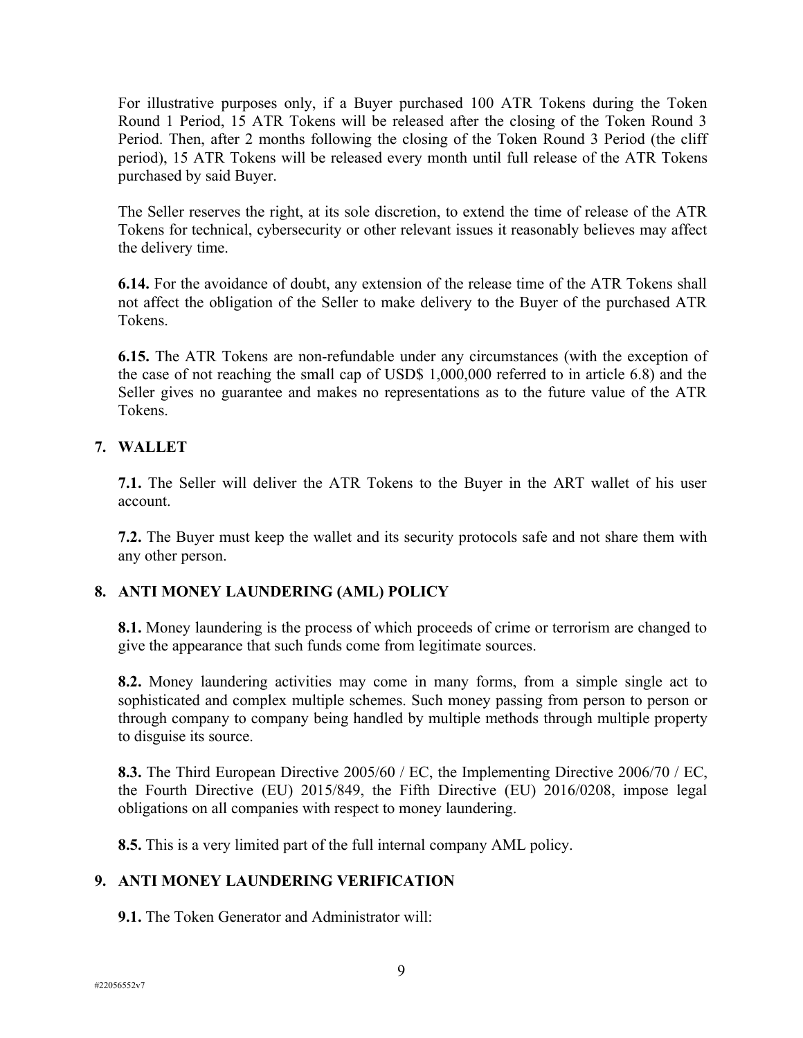For illustrative purposes only, if a Buyer purchased 100 ATR Tokens during the Token Round 1 Period, 15 ATR Tokens will be released after the closing of the Token Round 3 Period. Then, after 2 months following the closing of the Token Round 3 Period (the cliff period), 15 ATR Tokens will be released every month until full release of the ATR Tokens purchased by said Buyer.

The Seller reserves the right, at its sole discretion, to extend the time of release of the ATR Tokens for technical, cybersecurity or other relevant issues it reasonably believes may affect the delivery time.

**6.14.** For the avoidance of doubt, any extension of the release time of the ATR Tokens shall not affect the obligation of the Seller to make delivery to the Buyer of the purchased ATR Tokens.

**6.15.** The ATR Tokens are non-refundable under any circumstances (with the exception of the case of not reaching the small cap of USD$ 1,000,000 referred to in article 6.8) and the Seller gives no guarantee and makes no representations as to the future value of the ATR Tokens.

## 7. WALLET

**7.1.** The Seller will deliver the ATR Tokens to the Buyer in the ART wallet of his user account.

**7.2.** The Buyer must keep the wallet and its security protocols safe and not share them with any other person.

## 8. ANTI MONEY LAUNDERING (AML) POLICY

**8.1.** Money laundering is the process of which proceeds of crime or terrorism are changed to give the appearance that such funds come from legitimate sources.

**8.2.** Money laundering activities may come in many forms, from a simple single act to sophisticated and complex multiple schemes. Such money passing from person to person or through company to company being handled by multiple methods through multiple property to disguise its source.

**8.3.** The Third European Directive 2005/60 / EC, the Implementing Directive 2006/70 / EC, the Fourth Directive (EU) 2015/849, the Fifth Directive (EU) 2016/0208, impose legal obligations on all companies with respect to money laundering.

**8.5.** This is a very limited part of the full internal company AML policy.

## 9. ANTI MONEY LAUNDERING VERIFICATION

**9.1.** The Token Generator and Administrator will: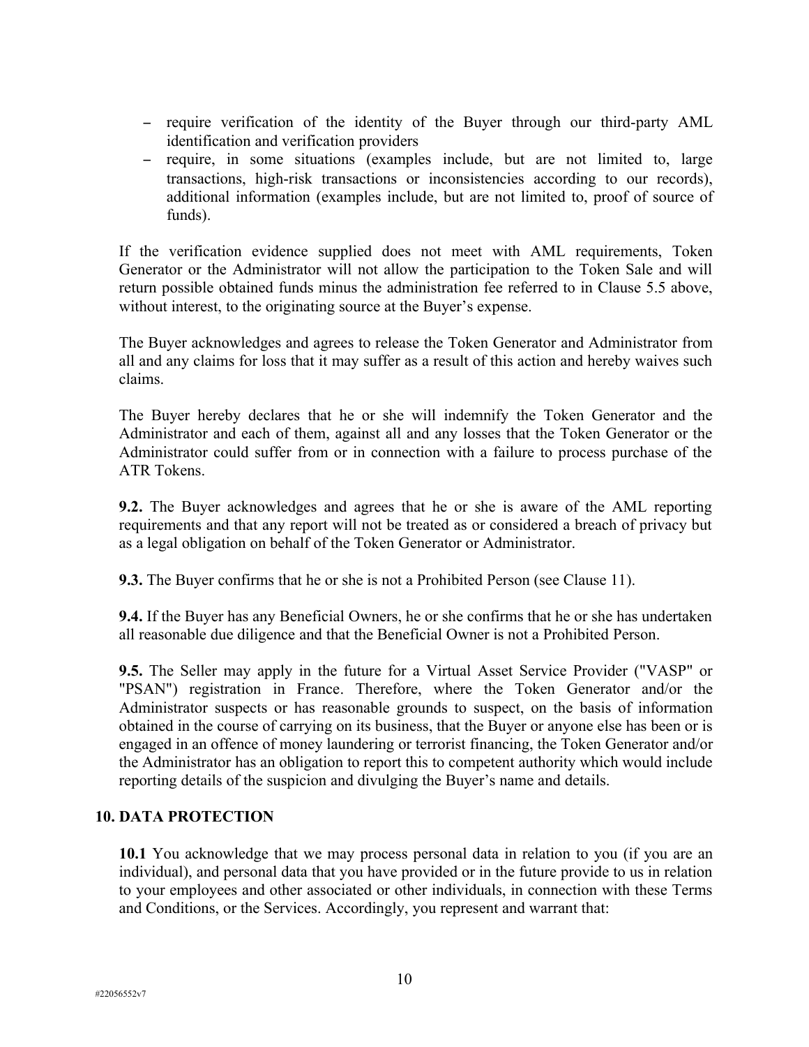- require verification of the identity of the Buyer through our third-party AML identification and verification providers
- require, in some situations (examples include, but are not limited to, large transactions, high-risk transactions or inconsistencies according to our records), additional information (examples include, but are not limited to, proof of source of funds).

If the verification evidence supplied does not meet with AML requirements, Token Generator or the Administrator will not allow the participation to the Token Sale and will return possible obtained funds minus the administration fee referred to in Clause 5.5 above, without interest, to the originating source at the Buyer's expense.

The Buyer acknowledges and agrees to release the Token Generator and Administrator from all and any claims for loss that it may suffer as a result of this action and hereby waives such claims.

The Buyer hereby declares that he or she will indemnify the Token Generator and the Administrator and each of them, against all and any losses that the Token Generator or the Administrator could suffer from or in connection with a failure to process purchase of the ATR Tokens.

**9.2.** The Buyer acknowledges and agrees that he or she is aware of the AML reporting requirements and that any report will not be treated as or considered a breach of privacy but as a legal obligation on behalf of the Token Generator or Administrator.

**9.3.** The Buyer confirms that he or she is not a Prohibited Person (see Clause 11).

**9.4.** If the Buyer has any Beneficial Owners, he or she confirms that he or she has undertaken all reasonable due diligence and that the Beneficial Owner is not a Prohibited Person.

**9.5.** The Seller may apply in the future for a Virtual Asset Service Provider ("VASP" or "PSAN") registration in France. Therefore, where the Token Generator and/or the Administrator suspects or has reasonable grounds to suspect, on the basis of information obtained in the course of carrying on its business, that the Buyer or anyone else has been or is engaged in an offence of money laundering or terrorist financing, the Token Generator and/or the Administrator has an obligation to report this to competent authority which would include reporting details of the suspicion and divulging the Buyer's name and details.

## 10. DATA PROTECTION

**10.1** You acknowledge that we may process personal data in relation to you (if you are an individual), and personal data that you have provided or in the future provide to us in relation to your employees and other associated or other individuals, in connection with these Terms and Conditions, or the Services. Accordingly, you represent and warrant that: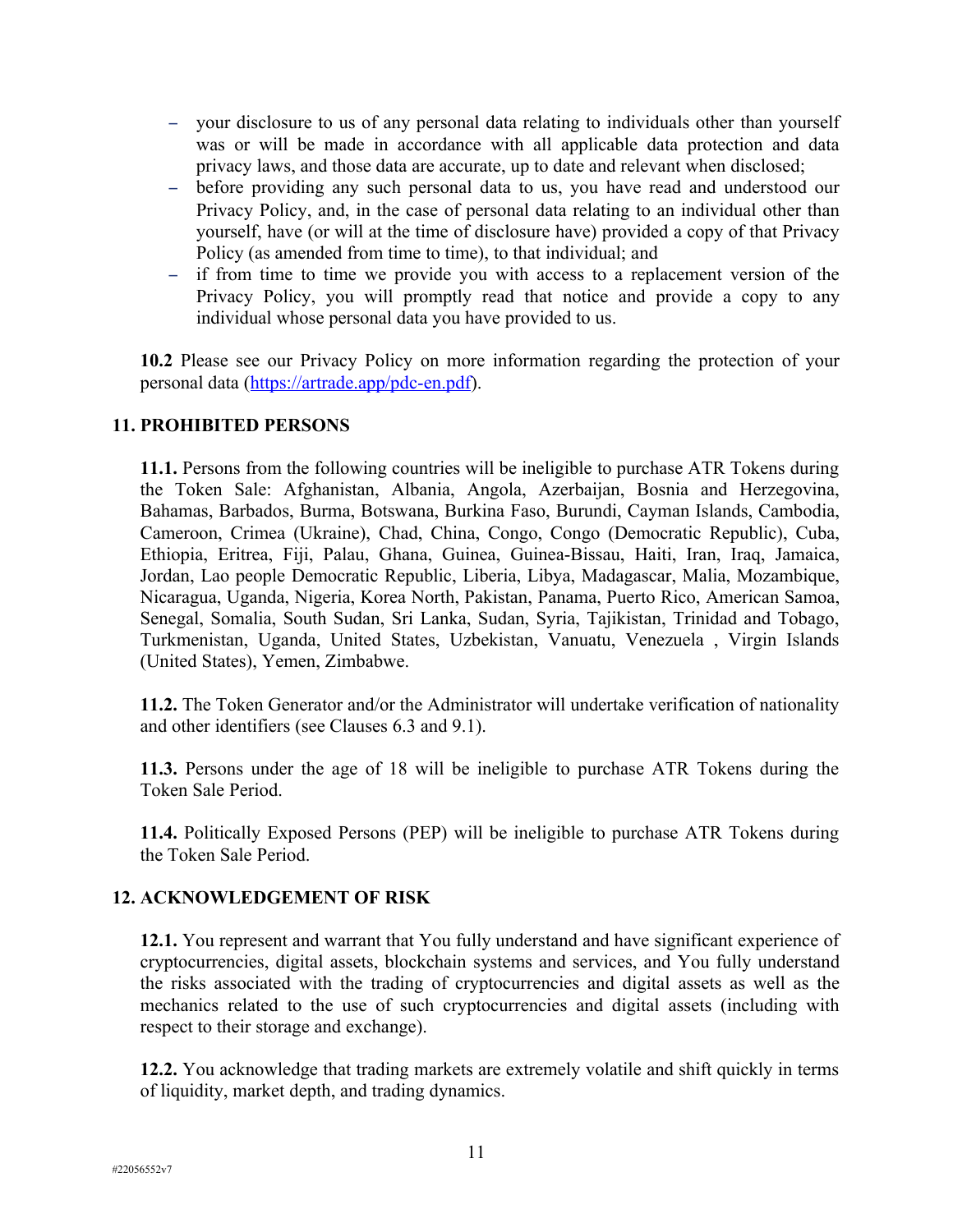- your disclosure to us of any personal data relating to individuals other than yourself was or will be made in accordance with all applicable data protection and data privacy laws, and those data are accurate, up to date and relevant when disclosed;
- before providing any such personal data to us, you have read and understood our Privacy Policy, and, in the case of personal data relating to an individual other than yourself, have (or will at the time of disclosure have) provided a copy of that Privacy Policy (as amended from time to time), to that individual; and
- if from time to time we provide you with access to a replacement version of the Privacy Policy, you will promptly read that notice and provide a copy to any individual whose personal data you have provided to us.

**10.2** Please see our Privacy Policy on more information regarding the protection of your personal data ([https://artrade.app/pdc-en.pdf](https://artrade.app/pdc-en.pdf)).

## 11. PROHIBITED PERSONS

**11.1.** Persons from the following countries will be ineligible to purchase ATR Tokens during the Token Sale: Afghanistan, Albania, Angola, Azerbaijan, Bosnia and Herzegovina, Bahamas, Barbados, Burma, Botswana, Burkina Faso, Burundi, Cayman Islands, Cambodia, Cameroon, Crimea (Ukraine), Chad, China, Congo, Congo (Democratic Republic), Cuba, Ethiopia, Eritrea, Fiji, Palau, Ghana, Guinea, Guinea-Bissau, Haiti, Iran, Iraq, Jamaica, Jordan, Lao people Democratic Republic, Liberia, Libya, Madagascar, Malia, Mozambique, Nicaragua, Uganda, Nigeria, Korea North, Pakistan, Panama, Puerto Rico, American Samoa, Senegal, Somalia, South Sudan, Sri Lanka, Sudan, Syria, Tajikistan, Trinidad and Tobago, Turkmenistan, Uganda, United States, Uzbekistan, Vanuatu, Venezuela , Virgin Islands (United States), Yemen, Zimbabwe.

**11.2.** The Token Generator and/or the Administrator will undertake verification of nationality and other identifiers (see Clauses 6.3 and 9.1).

**11.3.** Persons under the age of 18 will be ineligible to purchase ATR Tokens during the Token Sale Period.

**11.4.** Politically Exposed Persons (PEP) will be ineligible to purchase ATR Tokens during the Token Sale Period.

## 12. ACKNOWLEDGEMENT OF RISK

**12.1.** You represent and warrant that You fully understand and have significant experience of cryptocurrencies, digital assets, blockchain systems and services, and You fully understand the risks associated with the trading of cryptocurrencies and digital assets as well as the mechanics related to the use of such cryptocurrencies and digital assets (including with respect to their storage and exchange).

**12.2.** You acknowledge that trading markets are extremely volatile and shift quickly in terms of liquidity, market depth, and trading dynamics.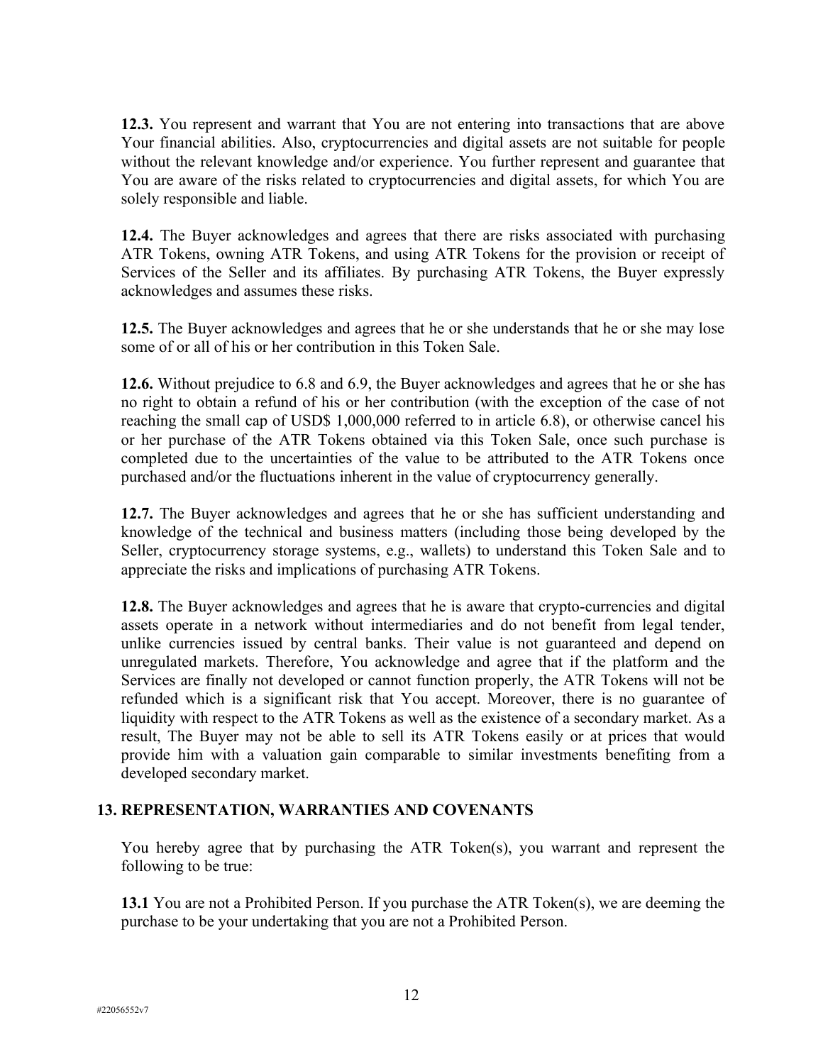**12.3.** You represent and warrant that You are not entering into transactions that are above Your financial abilities. Also, cryptocurrencies and digital assets are not suitable for people without the relevant knowledge and/or experience. You further represent and guarantee that You are aware of the risks related to cryptocurrencies and digital assets, for which You are solely responsible and liable.

**12.4.** The Buyer acknowledges and agrees that there are risks associated with purchasing ATR Tokens, owning ATR Tokens, and using ATR Tokens for the provision or receipt of Services of the Seller and its affiliates. By purchasing ATR Tokens, the Buyer expressly acknowledges and assumes these risks.

**12.5.** The Buyer acknowledges and agrees that he or she understands that he or she may lose some of or all of his or her contribution in this Token Sale.

**12.6.** Without prejudice to 6.8 and 6.9, the Buyer acknowledges and agrees that he or she has no right to obtain a refund of his or her contribution (with the exception of the case of not reaching the small cap of USD$ 1,000,000 referred to in article 6.8), or otherwise cancel his or her purchase of the ATR Tokens obtained via this Token Sale, once such purchase is completed due to the uncertainties of the value to be attributed to the ATR Tokens once purchased and/or the fluctuations inherent in the value of cryptocurrency generally.

**12.7.** The Buyer acknowledges and agrees that he or she has sufficient understanding and knowledge of the technical and business matters (including those being developed by the Seller, cryptocurrency storage systems, e.g., wallets) to understand this Token Sale and to appreciate the risks and implications of purchasing ATR Tokens.

**12.8.** The Buyer acknowledges and agrees that he is aware that crypto-currencies and digital assets operate in a network without intermediaries and do not benefit from legal tender, unlike currencies issued by central banks. Their value is not guaranteed and depend on unregulated markets. Therefore, You acknowledge and agree that if the platform and the Services are finally not developed or cannot function properly, the ATR Tokens will not be refunded which is a significant risk that You accept. Moreover, there is no guarantee of liquidity with respect to the ATR Tokens as well as the existence of a secondary market. As a result, The Buyer may not be able to sell its ATR Tokens easily or at prices that would provide him with a valuation gain comparable to similar investments benefiting from a developed secondary market.

## 13. REPRESENTATION, WARRANTIES AND COVENANTS

You hereby agree that by purchasing the ATR Token(s), you warrant and represent the following to be true:

**13.1** You are not a Prohibited Person. If you purchase the ATR Token(s), we are deeming the purchase to be your undertaking that you are not a Prohibited Person.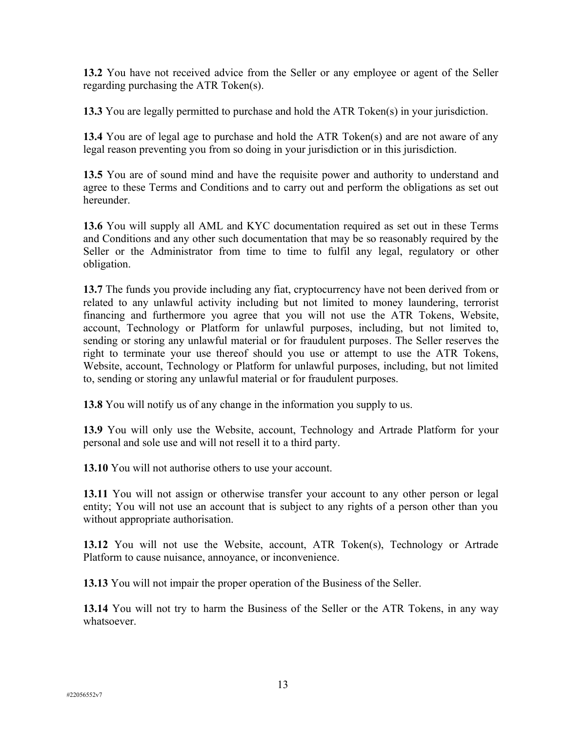**13.2** You have not received advice from the Seller or any employee or agent of the Seller regarding purchasing the ATR Token(s).

**13.3** You are legally permitted to purchase and hold the ATR Token(s) in your jurisdiction.

**13.4** You are of legal age to purchase and hold the ATR Token(s) and are not aware of any legal reason preventing you from so doing in your jurisdiction or in this jurisdiction.

**13.5** You are of sound mind and have the requisite power and authority to understand and agree to these Terms and Conditions and to carry out and perform the obligations as set out hereunder.

**13.6** You will supply all AML and KYC documentation required as set out in these Terms and Conditions and any other such documentation that may be so reasonably required by the Seller or the Administrator from time to time to fulfil any legal, regulatory or other obligation.

**13.7** The funds you provide including any fiat, cryptocurrency have not been derived from or related to any unlawful activity including but not limited to money laundering, terrorist financing and furthermore you agree that you will not use the ATR Tokens, Website, account, Technology or Platform for unlawful purposes, including, but not limited to, sending or storing any unlawful material or for fraudulent purposes. The Seller reserves the right to terminate your use thereof should you use or attempt to use the ATR Tokens, Website, account, Technology or Platform for unlawful purposes, including, but not limited to, sending or storing any unlawful material or for fraudulent purposes.

**13.8** You will notify us of any change in the information you supply to us.

**13.9** You will only use the Website, account, Technology and Artrade Platform for your personal and sole use and will not resell it to a third party.

**13.10** You will not authorise others to use your account.

**13.11** You will not assign or otherwise transfer your account to any other person or legal entity; You will not use an account that is subject to any rights of a person other than you without appropriate authorisation.

**13.12** You will not use the Website, account, ATR Token(s), Technology or Artrade Platform to cause nuisance, annoyance, or inconvenience.

**13.13** You will not impair the proper operation of the Business of the Seller.

**13.14** You will not try to harm the Business of the Seller or the ATR Tokens, in any way whatsoever.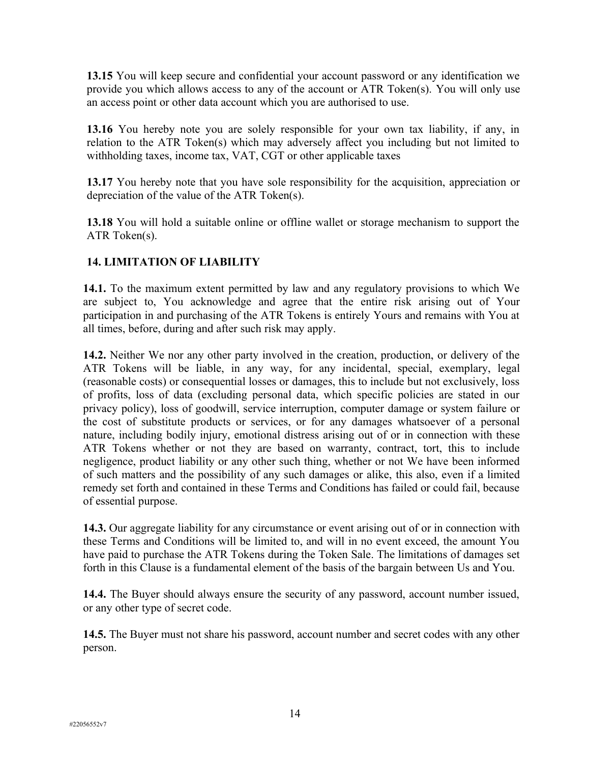**13.15** You will keep secure and confidential your account password or any identification we provide you which allows access to any of the account or ATR Token(s). You will only use an access point or other data account which you are authorised to use.

**13.16** You hereby note you are solely responsible for your own tax liability, if any, in relation to the ATR Token(s) which may adversely affect you including but not limited to withholding taxes, income tax, VAT, CGT or other applicable taxes

**13.17** You hereby note that you have sole responsibility for the acquisition, appreciation or depreciation of the value of the ATR Token(s).

**13.18** You will hold a suitable online or offline wallet or storage mechanism to support the ATR Token(s).

## 14. LIMITATION OF LIABILITY

**14.1.** To the maximum extent permitted by law and any regulatory provisions to which We are subject to, You acknowledge and agree that the entire risk arising out of Your participation in and purchasing of the ATR Tokens is entirely Yours and remains with You at all times, before, during and after such risk may apply.

**14.2.** Neither We nor any other party involved in the creation, production, or delivery of the ATR Tokens will be liable, in any way, for any incidental, special, exemplary, legal (reasonable costs) or consequential losses or damages, this to include but not exclusively, loss of profits, loss of data (excluding personal data, which specific policies are stated in our privacy policy), loss of goodwill, service interruption, computer damage or system failure or the cost of substitute products or services, or for any damages whatsoever of a personal nature, including bodily injury, emotional distress arising out of or in connection with these ATR Tokens whether or not they are based on warranty, contract, tort, this to include negligence, product liability or any other such thing, whether or not We have been informed of such matters and the possibility of any such damages or alike, this also, even if a limited remedy set forth and contained in these Terms and Conditions has failed or could fail, because of essential purpose.

**14.3.** Our aggregate liability for any circumstance or event arising out of or in connection with these Terms and Conditions will be limited to, and will in no event exceed, the amount You have paid to purchase the ATR Tokens during the Token Sale. The limitations of damages set forth in this Clause is a fundamental element of the basis of the bargain between Us and You.

**14.4.** The Buyer should always ensure the security of any password, account number issued, or any other type of secret code.

**14.5.** The Buyer must not share his password, account number and secret codes with any other person.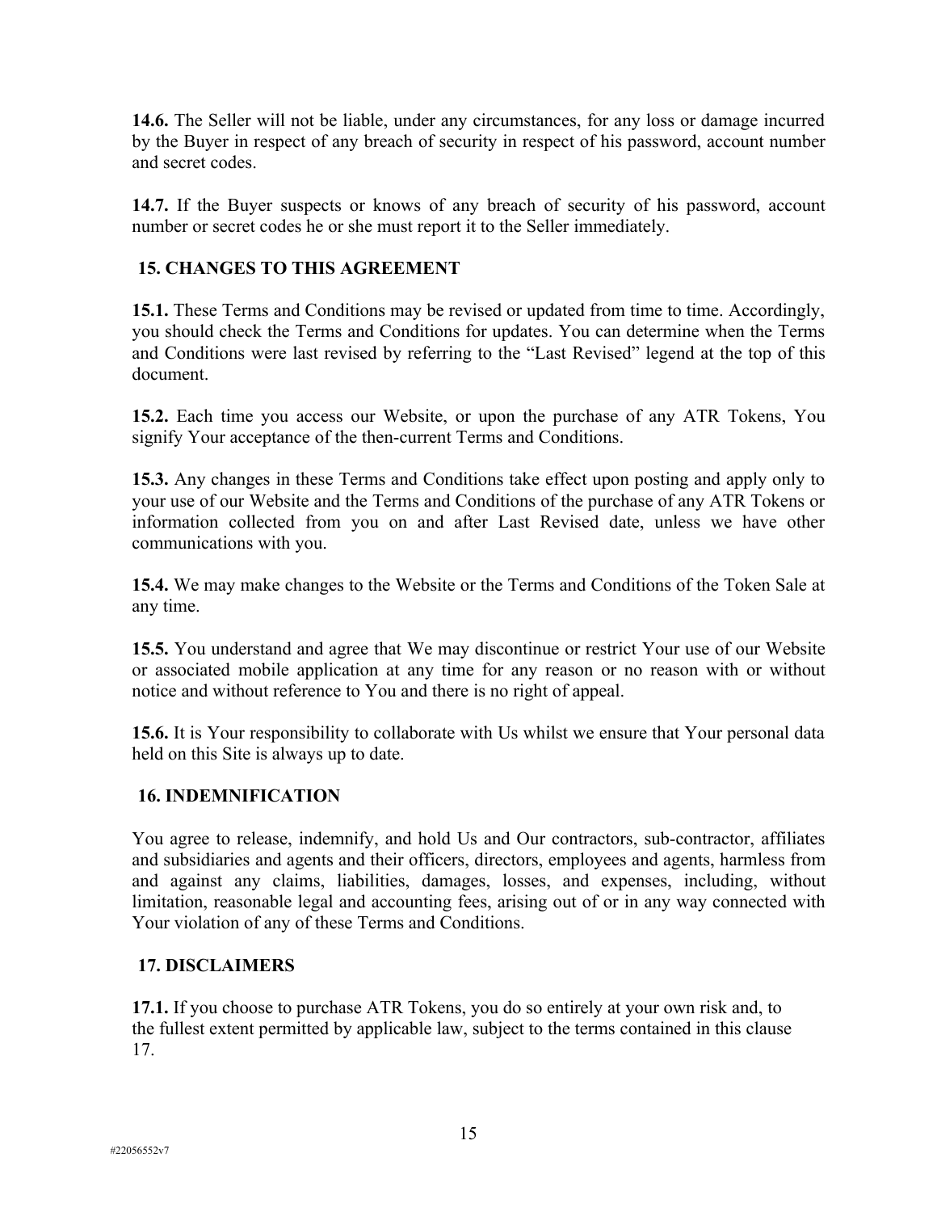**14.6.** The Seller will not be liable, under any circumstances, for any loss or damage incurred by the Buyer in respect of any breach of security in respect of his password, account number and secret codes.

**14.7.** If the Buyer suspects or knows of any breach of security of his password, account number or secret codes he or she must report it to the Seller immediately.

## 15. CHANGES TO THIS AGREEMENT

**15.1.** These Terms and Conditions may be revised or updated from time to time. Accordingly, you should check the Terms and Conditions for updates. You can determine when the Terms and Conditions were last revised by referring to the "Last Revised" legend at the top of this document.

**15.2.** Each time you access our Website, or upon the purchase of any ATR Tokens, You signify Your acceptance of the then-current Terms and Conditions.

**15.3.** Any changes in these Terms and Conditions take effect upon posting and apply only to your use of our Website and the Terms and Conditions of the purchase of any ATR Tokens or information collected from you on and after Last Revised date, unless we have other communications with you.

**15.4.** We may make changes to the Website or the Terms and Conditions of the Token Sale at any time.

**15.5.** You understand and agree that We may discontinue or restrict Your use of our Website or associated mobile application at any time for any reason or no reason with or without notice and without reference to You and there is no right of appeal.

**15.6.** It is Your responsibility to collaborate with Us whilst we ensure that Your personal data held on this Site is always up to date.

## 16. INDEMNIFICATION

You agree to release, indemnify, and hold Us and Our contractors, sub-contractor, affiliates and subsidiaries and agents and their officers, directors, employees and agents, harmless from and against any claims, liabilities, damages, losses, and expenses, including, without limitation, reasonable legal and accounting fees, arising out of or in any way connected with Your violation of any of these Terms and Conditions.

## 17. DISCLAIMERS

**17.1.** If you choose to purchase ATR Tokens, you do so entirely at your own risk and, to the fullest extent permitted by applicable law, subject to the terms contained in this clause 17.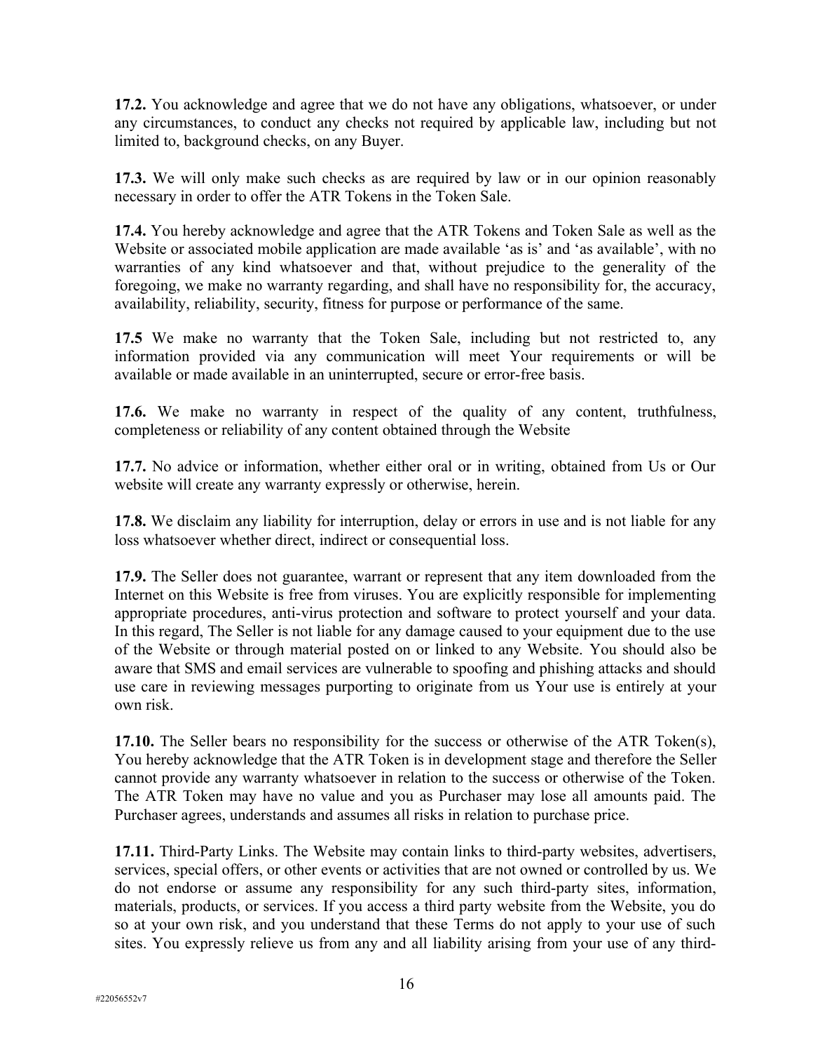**17.2.** You acknowledge and agree that we do not have any obligations, whatsoever, or under any circumstances, to conduct any checks not required by applicable law, including but not limited to, background checks, on any Buyer.

**17.3.** We will only make such checks as are required by law or in our opinion reasonably necessary in order to offer the ATR Tokens in the Token Sale.

**17.4.** You hereby acknowledge and agree that the ATR Tokens and Token Sale as well as the Website or associated mobile application are made available 'as is' and 'as available', with no warranties of any kind whatsoever and that, without prejudice to the generality of the foregoing, we make no warranty regarding, and shall have no responsibility for, the accuracy, availability, reliability, security, fitness for purpose or performance of the same.

**17.5** We make no warranty that the Token Sale, including but not restricted to, any information provided via any communication will meet Your requirements or will be available or made available in an uninterrupted, secure or error-free basis.

**17.6.** We make no warranty in respect of the quality of any content, truthfulness, completeness or reliability of any content obtained through the Website

**17.7.** No advice or information, whether either oral or in writing, obtained from Us or Our website will create any warranty expressly or otherwise, herein.

**17.8.** We disclaim any liability for interruption, delay or errors in use and is not liable for any loss whatsoever whether direct, indirect or consequential loss.

**17.9.** The Seller does not guarantee, warrant or represent that any item downloaded from the Internet on this Website is free from viruses. You are explicitly responsible for implementing appropriate procedures, anti-virus protection and software to protect yourself and your data. In this regard, The Seller is not liable for any damage caused to your equipment due to the use of the Website or through material posted on or linked to any Website. You should also be aware that SMS and email services are vulnerable to spoofing and phishing attacks and should use care in reviewing messages purporting to originate from us Your use is entirely at your own risk.

**17.10.** The Seller bears no responsibility for the success or otherwise of the ATR Token(s), You hereby acknowledge that the ATR Token is in development stage and therefore the Seller cannot provide any warranty whatsoever in relation to the success or otherwise of the Token. The ATR Token may have no value and you as Purchaser may lose all amounts paid. The Purchaser agrees, understands and assumes all risks in relation to purchase price.

**17.11.** Third-Party Links. The Website may contain links to third-party websites, advertisers, services, special offers, or other events or activities that are not owned or controlled by us. We do not endorse or assume any responsibility for any such third-party sites, information, materials, products, or services. If you access a third party website from the Website, you do so at your own risk, and you understand that these Terms do not apply to your use of such sites. You expressly relieve us from any and all liability arising from your use of any third-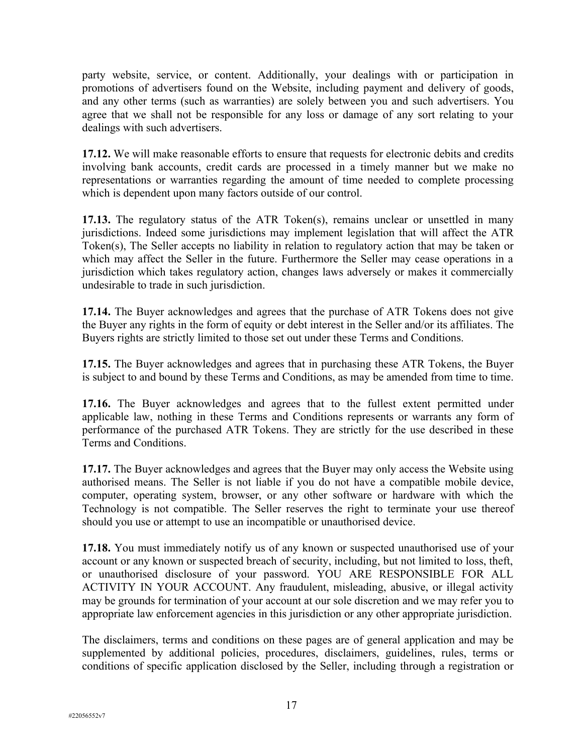party website, service, or content. Additionally, your dealings with or participation in promotions of advertisers found on the Website, including payment and delivery of goods, and any other terms (such as warranties) are solely between you and such advertisers. You agree that we shall not be responsible for any loss or damage of any sort relating to your dealings with such advertisers.

**17.12.** We will make reasonable efforts to ensure that requests for electronic debits and credits involving bank accounts, credit cards are processed in a timely manner but we make no representations or warranties regarding the amount of time needed to complete processing which is dependent upon many factors outside of our control.

**17.13.** The regulatory status of the ATR Token(s), remains unclear or unsettled in many jurisdictions. Indeed some jurisdictions may implement legislation that will affect the ATR Token(s), The Seller accepts no liability in relation to regulatory action that may be taken or which may affect the Seller in the future. Furthermore the Seller may cease operations in a jurisdiction which takes regulatory action, changes laws adversely or makes it commercially undesirable to trade in such jurisdiction.

**17.14.** The Buyer acknowledges and agrees that the purchase of ATR Tokens does not give the Buyer any rights in the form of equity or debt interest in the Seller and/or its affiliates. The Buyers rights are strictly limited to those set out under these Terms and Conditions.

**17.15.** The Buyer acknowledges and agrees that in purchasing these ATR Tokens, the Buyer is subject to and bound by these Terms and Conditions, as may be amended from time to time.

**17.16.** The Buyer acknowledges and agrees that to the fullest extent permitted under applicable law, nothing in these Terms and Conditions represents or warrants any form of performance of the purchased ATR Tokens. They are strictly for the use described in these Terms and Conditions.

**17.17.** The Buyer acknowledges and agrees that the Buyer may only access the Website using authorised means. The Seller is not liable if you do not have a compatible mobile device, computer, operating system, browser, or any other software or hardware with which the Technology is not compatible. The Seller reserves the right to terminate your use thereof should you use or attempt to use an incompatible or unauthorised device.

**17.18.** You must immediately notify us of any known or suspected unauthorised use of your account or any known or suspected breach of security, including, but not limited to loss, theft, or unauthorised disclosure of your password. YOU ARE RESPONSIBLE FOR ALL ACTIVITY IN YOUR ACCOUNT. Any fraudulent, misleading, abusive, or illegal activity may be grounds for termination of your account at our sole discretion and we may refer you to appropriate law enforcement agencies in this jurisdiction or any other appropriate jurisdiction.

The disclaimers, terms and conditions on these pages are of general application and may be supplemented by additional policies, procedures, disclaimers, guidelines, rules, terms or conditions of specific application disclosed by the Seller, including through a registration or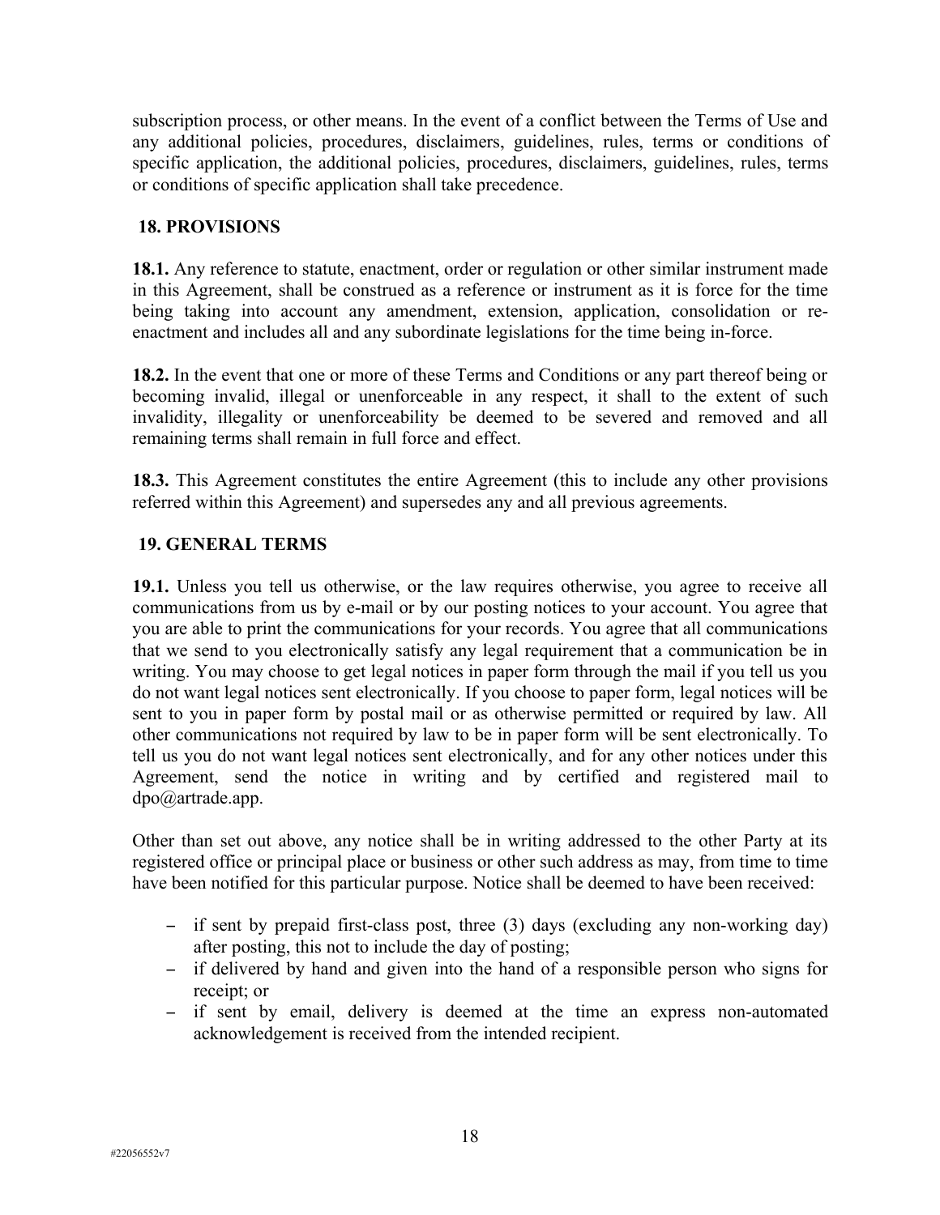subscription process, or other means. In the event of a conflict between the Terms of Use and any additional policies, procedures, disclaimers, guidelines, rules, terms or conditions of specific application, the additional policies, procedures, disclaimers, guidelines, rules, terms or conditions of specific application shall take precedence.

## 18. PROVISIONS

**18.1.** Any reference to statute, enactment, order or regulation or other similar instrument made in this Agreement, shall be construed as a reference or instrument as it is force for the time being taking into account any amendment, extension, application, consolidation or re-enactment and includes all and any subordinate legislations for the time being in-force.

**18.2.** In the event that one or more of these Terms and Conditions or any part thereof being or becoming invalid, illegal or unenforceable in any respect, it shall to the extent of such invalidity, illegality or unenforceability be deemed to be severed and removed and all remaining terms shall remain in full force and effect.

**18.3.** This Agreement constitutes the entire Agreement (this to include any other provisions referred within this Agreement) and supersedes any and all previous agreements.

## 19. GENERAL TERMS

**19.1.** Unless you tell us otherwise, or the law requires otherwise, you agree to receive all communications from us by e-mail or by our posting notices to your account. You agree that you are able to print the communications for your records. You agree that all communications that we send to you electronically satisfy any legal requirement that a communication be in writing. You may choose to get legal notices in paper form through the mail if you tell us you do not want legal notices sent electronically. If you choose to paper form, legal notices will be sent to you in paper form by postal mail or as otherwise permitted or required by law. All other communications not required by law to be in paper form will be sent electronically. To tell us you do not want legal notices sent electronically, and for any other notices under this Agreement, send the notice in writing and by certified and registered mail to dpo@artrade.app.

Other than set out above, any notice shall be in writing addressed to the other Party at its registered office or principal place or business or other such address as may, from time to time have been notified for this particular purpose. Notice shall be deemed to have been received:

- if sent by prepaid first-class post, three (3) days (excluding any non-working day) after posting, this not to include the day of posting;
- if delivered by hand and given into the hand of a responsible person who signs for receipt; or
- if sent by email, delivery is deemed at the time an express non-automated acknowledgement is received from the intended recipient.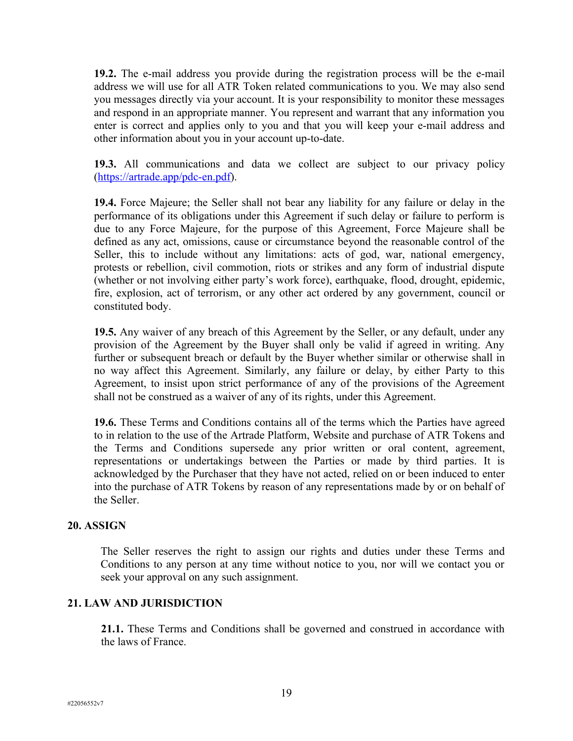**19.2.** The e-mail address you provide during the registration process will be the e-mail address we will use for all ATR Token related communications to you. We may also send you messages directly via your account. It is your responsibility to monitor these messages and respond in an appropriate manner. You represent and warrant that any information you enter is correct and applies only to you and that you will keep your e-mail address and other information about you in your account up-to-date.

**19.3.** All communications and data we collect are subject to our privacy policy ([https://artrade.app/pdc-en.pdf](https://artrade.app/pdc-en.pdf)).

**19.4.** Force Majeure; the Seller shall not bear any liability for any failure or delay in the performance of its obligations under this Agreement if such delay or failure to perform is due to any Force Majeure, for the purpose of this Agreement, Force Majeure shall be defined as any act, omissions, cause or circumstance beyond the reasonable control of the Seller, this to include without any limitations: acts of god, war, national emergency, protests or rebellion, civil commotion, riots or strikes and any form of industrial dispute (whether or not involving either party's work force), earthquake, flood, drought, epidemic, fire, explosion, act of terrorism, or any other act ordered by any government, council or constituted body.

**19.5.** Any waiver of any breach of this Agreement by the Seller, or any default, under any provision of the Agreement by the Buyer shall only be valid if agreed in writing. Any further or subsequent breach or default by the Buyer whether similar or otherwise shall in no way affect this Agreement. Similarly, any failure or delay, by either Party to this Agreement, to insist upon strict performance of any of the provisions of the Agreement shall not be construed as a waiver of any of its rights, under this Agreement.

**19.6.** These Terms and Conditions contains all of the terms which the Parties have agreed to in relation to the use of the Artrade Platform, Website and purchase of ATR Tokens and the Terms and Conditions supersede any prior written or oral content, agreement, representations or undertakings between the Parties or made by third parties. It is acknowledged by the Purchaser that they have not acted, relied on or been induced to enter into the purchase of ATR Tokens by reason of any representations made by or on behalf of the Seller.

## 20. ASSIGN

The Seller reserves the right to assign our rights and duties under these Terms and Conditions to any person at any time without notice to you, nor will we contact you or seek your approval on any such assignment.

## 21. LAW AND JURISDICTION

**21.1.** These Terms and Conditions shall be governed and construed in accordance with the laws of France.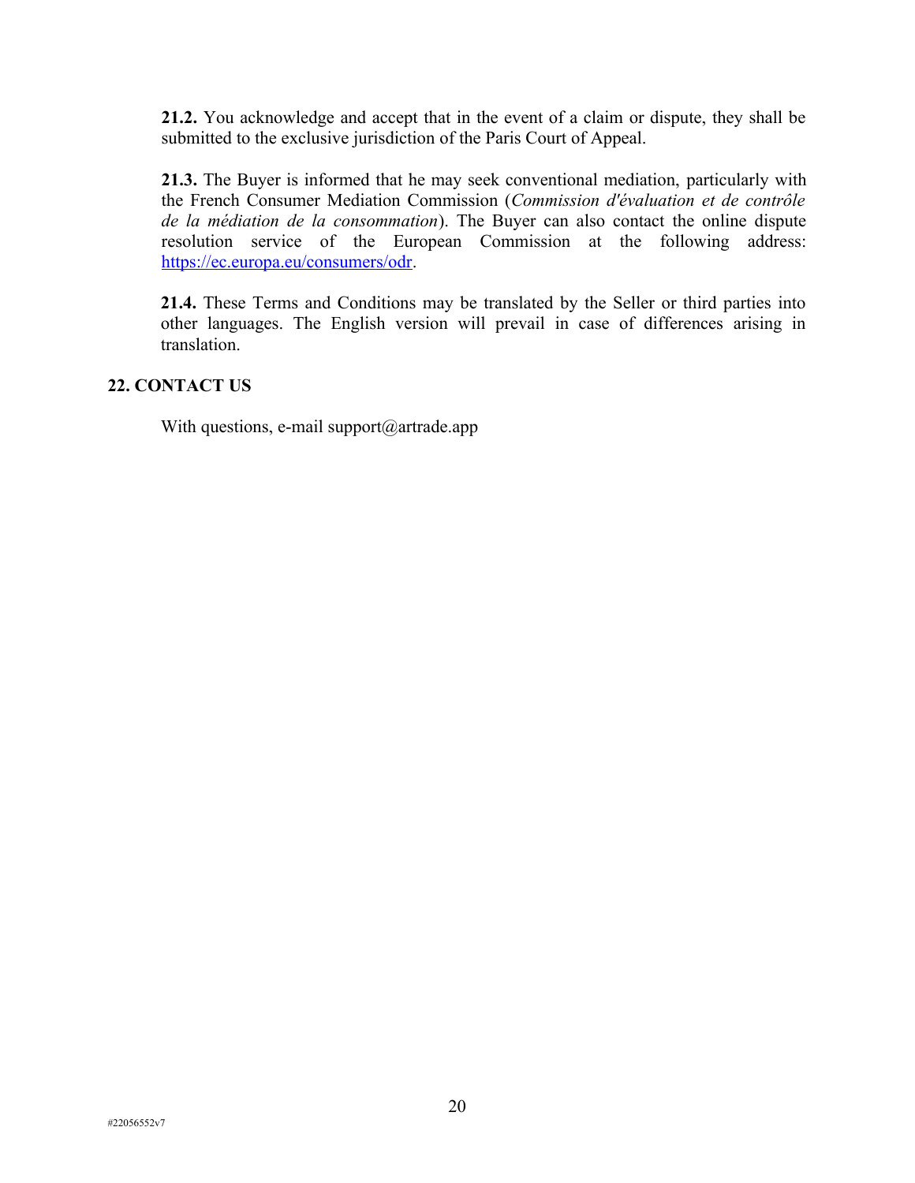**21.2.** You acknowledge and accept that in the event of a claim or dispute, they shall be submitted to the exclusive jurisdiction of the Paris Court of Appeal.

**21.3.** The Buyer is informed that he may seek conventional mediation, particularly with the French Consumer Mediation Commission (*Commission d'évaluation et de contrôle de la médiation de la consommation*). The Buyer can also contact the online dispute resolution service of the European Commission at the following address: https://ec.europa.eu/consumers/odr.

**21.4.** These Terms and Conditions may be translated by the Seller or third parties into other languages. The English version will prevail in case of differences arising in translation.

## 22. CONTACT US

With questions, e-mail support@artrade.app